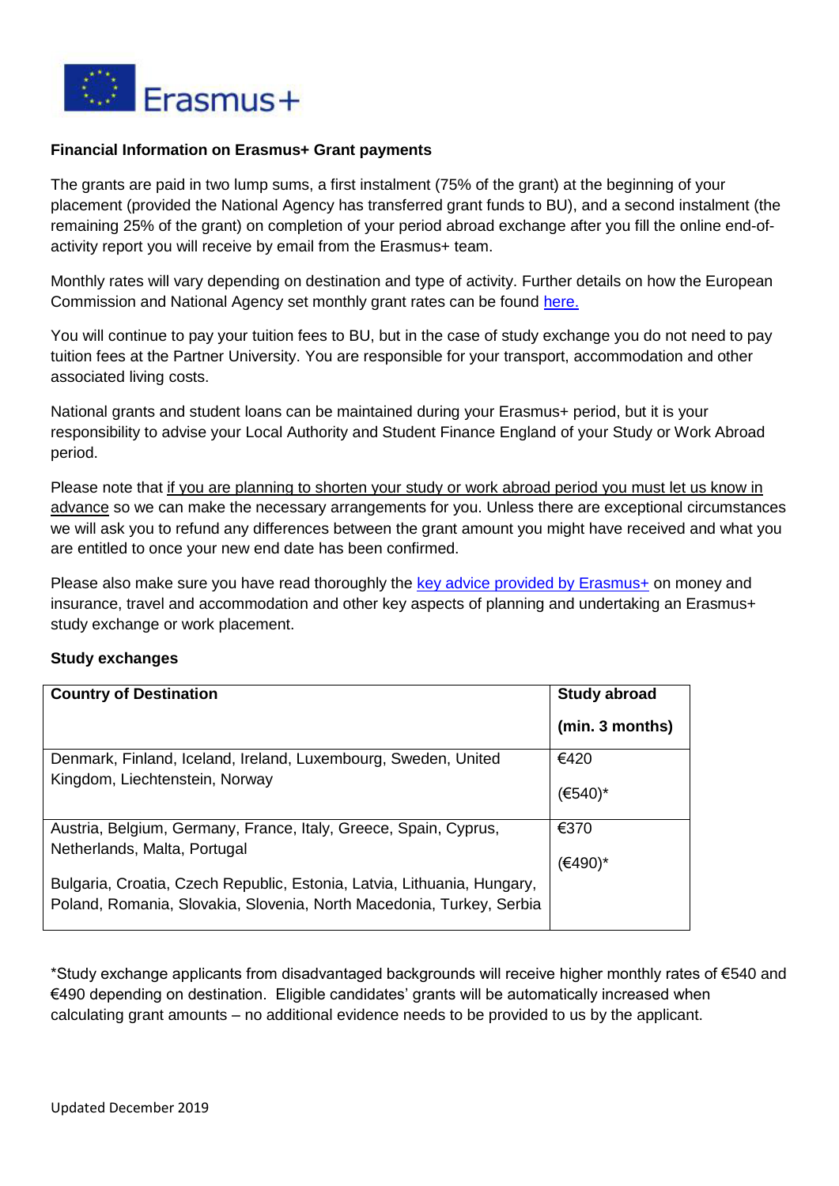Erasmus+

**Financial Information on Erasmus+ Grant payments**

The grants are paid in two lump sums, a first instalment (75% of the grant) at the beginning of your placement (provided the National Agency has transferred grant funds to BU), and a second instalment (the remaining 25% of the grant) on completion of your period abroad exchange after you fill the online end-of-activity report you will receive by email from the Erasmus+ team.

Monthly rates will vary depending on destination and type of activity. Further details on how the European Commission and National Agency set monthly grant rates can be found here.

You will continue to pay your tuition fees to BU, but in the case of study exchange you do not need to pay tuition fees at the Partner University. You are responsible for your transport, accommodation and other associated living costs.

National grants and student loans can be maintained during your Erasmus+ period, but it is your responsibility to advise your Local Authority and Student Finance England of your Study or Work Abroad period.

Please note that if you are planning to shorten your study or work abroad period you must let us know in advance so we can make the necessary arrangements for you. Unless there are exceptional circumstances we will ask you to refund any differences between the grant amount you might have received and what you are entitled to once your new end date has been confirmed.

Please also make sure you have read thoroughly the key advice provided by Erasmus+ on money and insurance, travel and accommodation and other key aspects of planning and undertaking an Erasmus+ study exchange or work placement.

**Study exchanges**

| **Country of Destination** | **Study abroad (min. 3 months)** |
|---|---|
| Denmark, Finland, Iceland, Ireland, Luxembourg, Sweden, United Kingdom, Liechtenstein, Norway | €420 (€540)* |
| Austria, Belgium, Germany, France, Italy, Greece, Spain, Cyprus, Netherlands, Malta, Portugal<br><br>Bulgaria, Croatia, Czech Republic, Estonia, Latvia, Lithuania, Hungary, Poland, Romania, Slovakia, Slovenia, North Macedonia, Turkey, Serbia | €370 (€490)* |

*Study exchange applicants from disadvantaged backgrounds will receive higher monthly rates of €540 and €490 depending on destination. Eligible candidates' grants will be automatically increased when calculating grant amounts – no additional evidence needs to be provided to us by the applicant.

Updated December 2019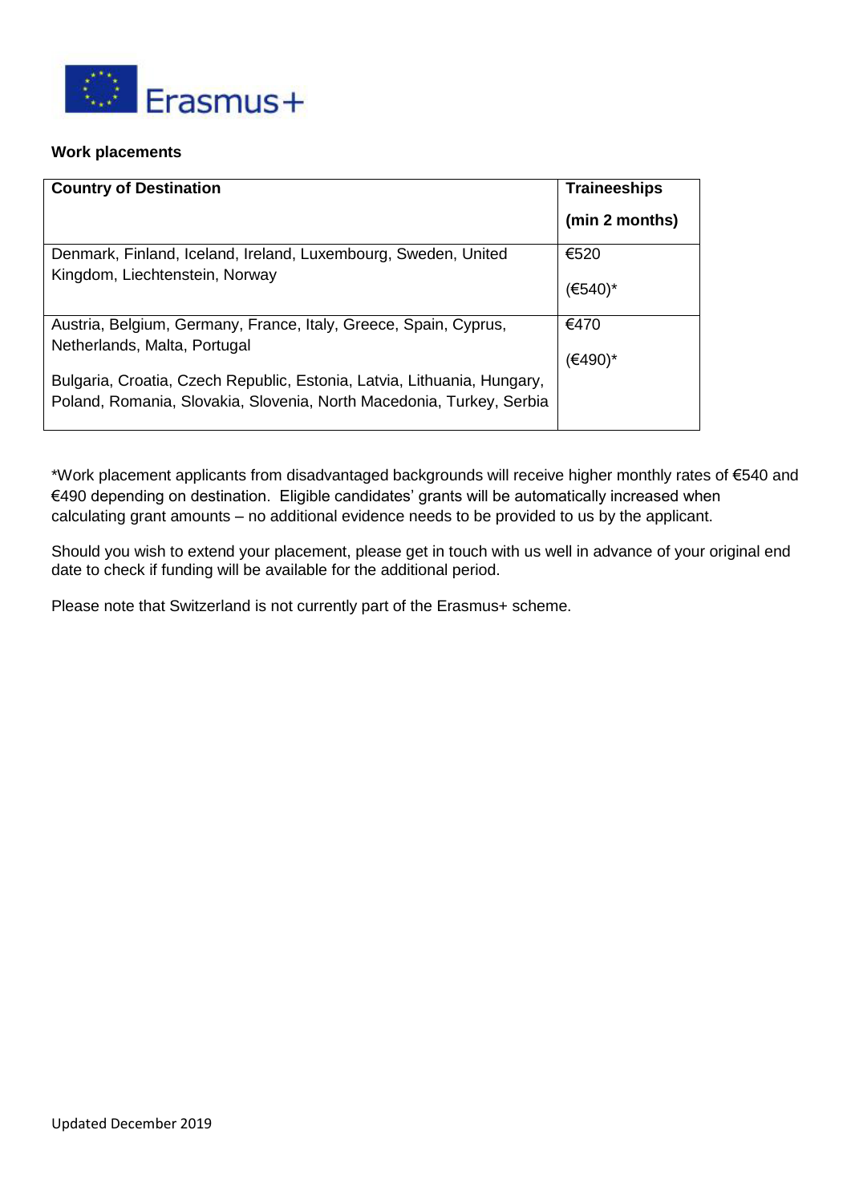Erasmus+

**Work placements**

| Country of Destination | Traineeships (min 2 months) |
| --- | --- |
| Denmark, Finland, Iceland, Ireland, Luxembourg, Sweden, United Kingdom, Liechtenstein, Norway | €520 (€540)* |
| Austria, Belgium, Germany, France, Italy, Greece, Spain, Cyprus, Netherlands, Malta, Portugal<br><br>Bulgaria, Croatia, Czech Republic, Estonia, Latvia, Lithuania, Hungary, Poland, Romania, Slovakia, Slovenia, North Macedonia, Turkey, Serbia | €470 (€490)* |

*Work placement applicants from disadvantaged backgrounds will receive higher monthly rates of €540 and €490 depending on destination. Eligible candidates' grants will be automatically increased when calculating grant amounts – no additional evidence needs to be provided to us by the applicant.

Should you wish to extend your placement, please get in touch with us well in advance of your original end date to check if funding will be available for the additional period.

Please note that Switzerland is not currently part of the Erasmus+ scheme.

Updated December 2019